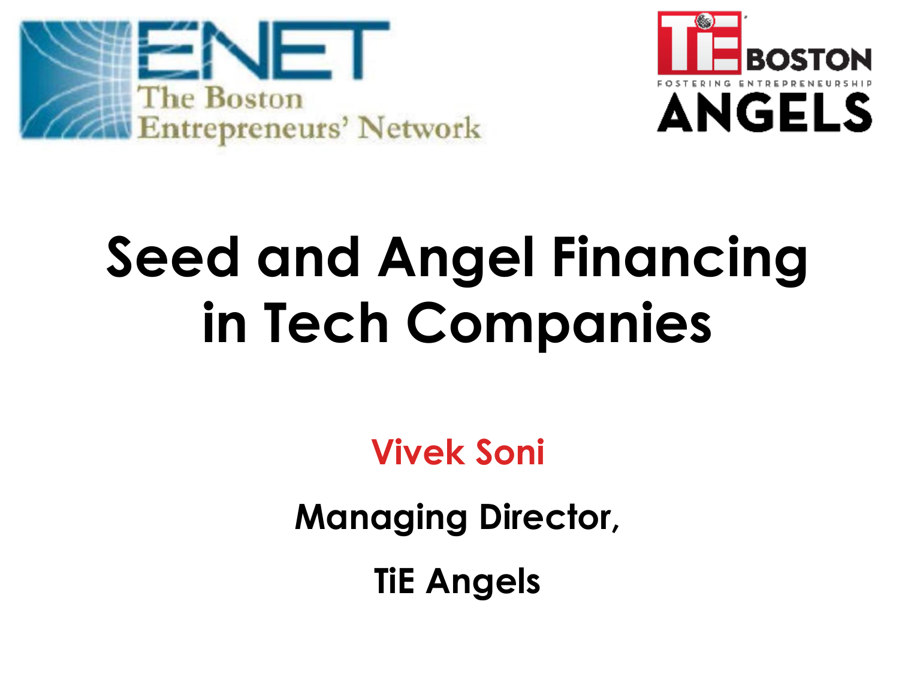ENET
The Boston Entrepreneurs' Network

TiE BOSTON
FOSTERING ENTREPRENEURSHIP
ANGELS

# Seed and Angel Financing in Tech Companies

**Vivek Soni**

**Managing Director,**

**TiE Angels**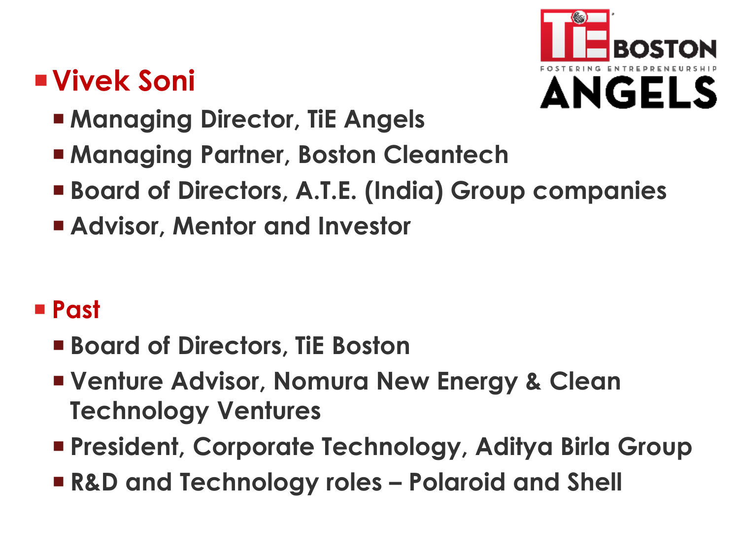- **Vivek Soni**
  - Managing Director, TiE Angels
  - Managing Partner, Boston Cleantech
  - Board of Directors, A.T.E. (India) Group companies
  - Advisor, Mentor and Investor

- **Past**
  - Board of Directors, TiE Boston
  - Venture Advisor, Nomura New Energy & Clean Technology Ventures
  - President, Corporate Technology, Aditya Birla Group
  - R&D and Technology roles – Polaroid and Shell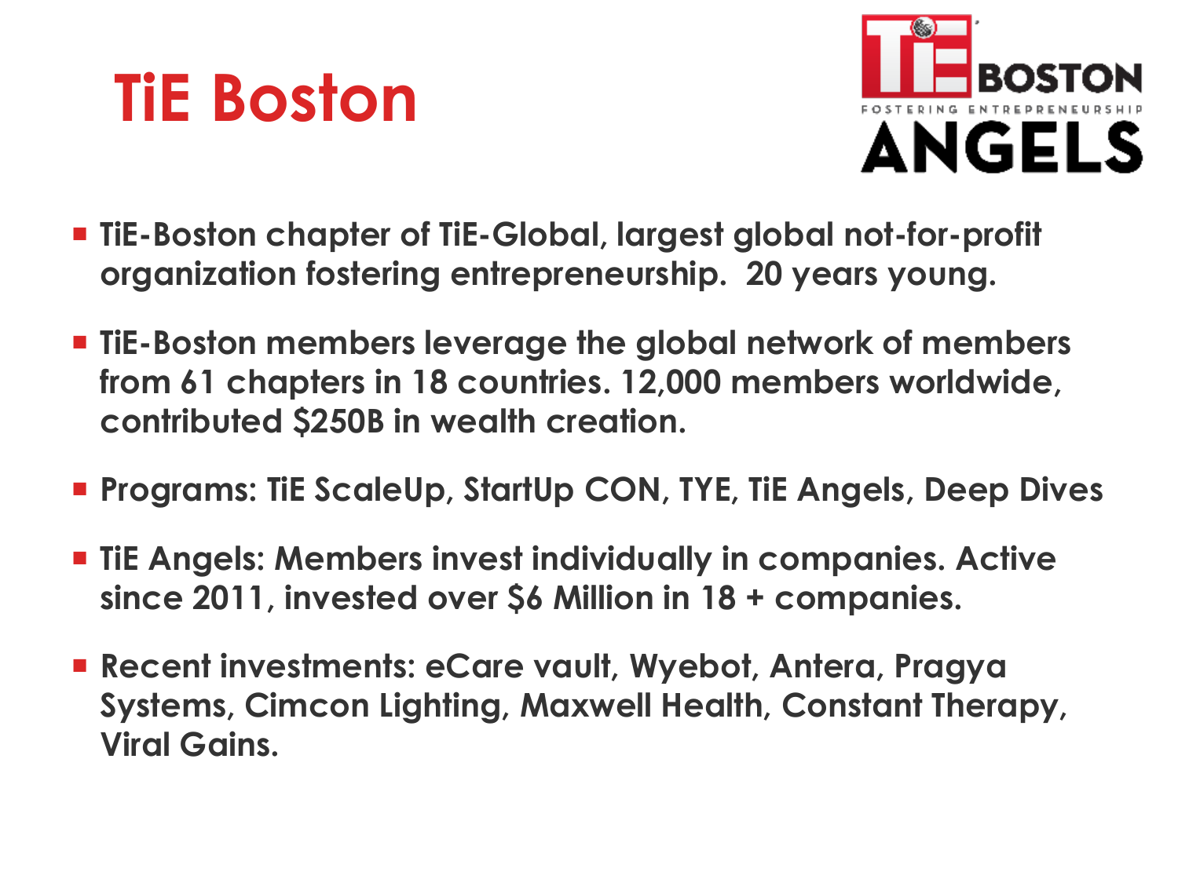# TiE Boston

- TiE-Boston chapter of TiE-Global, largest global not-for-profit organization fostering entrepreneurship. 20 years young.
- TiE-Boston members leverage the global network of members from 61 chapters in 18 countries. 12,000 members worldwide, contributed $250B in wealth creation.
- Programs: TiE ScaleUp, StartUp CON, TYE, TiE Angels, Deep Dives
- TiE Angels: Members invest individually in companies. Active since 2011, invested over $6 Million in 18 + companies.
- Recent investments: eCare vault, Wyebot, Antera, Pragya Systems, Cimcon Lighting, Maxwell Health, Constant Therapy, Viral Gains.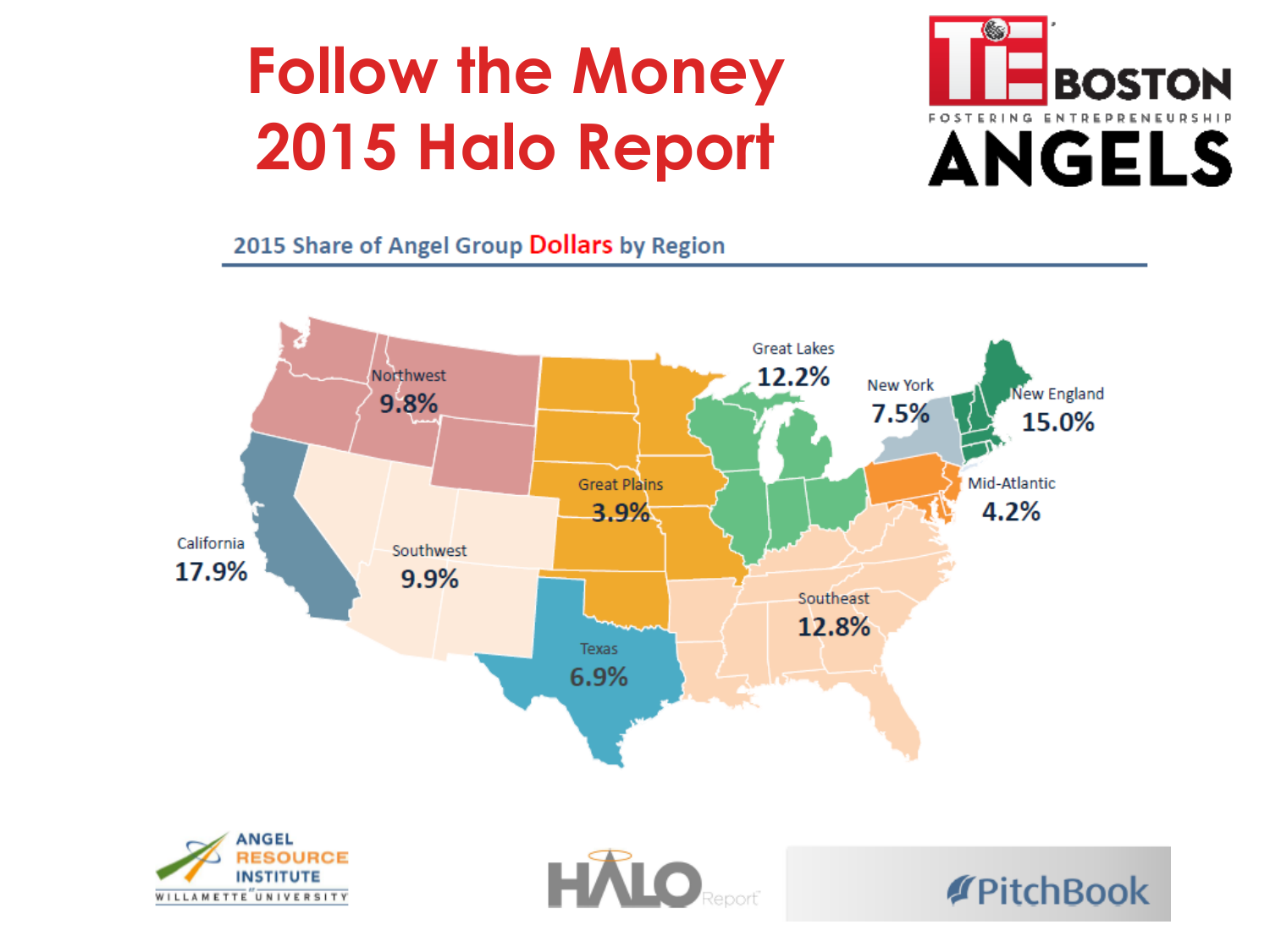# Follow the Money
# 2015 Halo Report

TiE BOSTON FOSTERING ENTREPRENEURSHIP ANGELS

2015 Share of Angel Group **Dollars** by Region

Northwest
9.8%

Great Lakes
12.2%

New York
7.5%

New England
15.0%

Great Plains
3.9%

Mid-Atlantic
4.2%

California
17.9%

Southwest
9.9%

Southeast
12.8%

Texas
6.9%

ANGEL RESOURCE INSTITUTE WILLAMETTE UNIVERSITY

HALO Report

PitchBook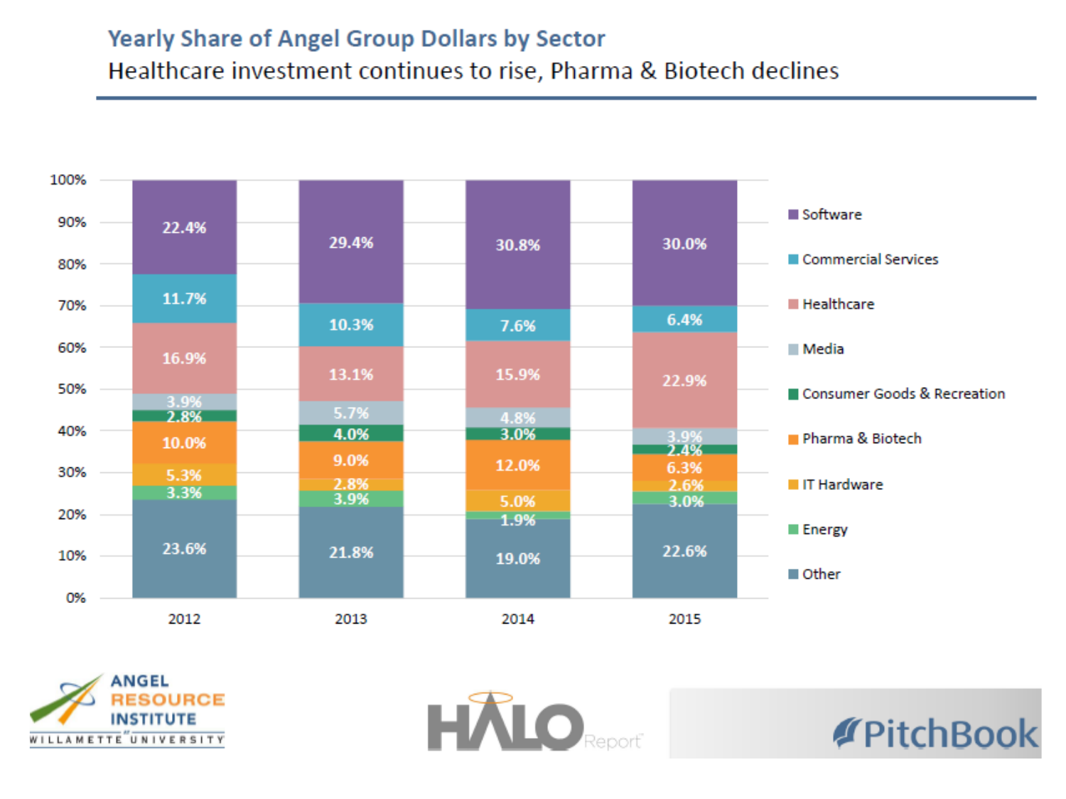# Yearly Share of Angel Group Dollars by Sector

Healthcare investment continues to rise, Pharma & Biotech declines

| Sector | 2012 | 2013 | 2014 | 2015 |
|---|---|---|---|---|
| Software | 22.4% | 29.4% | 30.8% | 30.0% |
| Commercial Services | 11.7% | 10.3% | 7.6% | 6.4% |
| Healthcare | 16.9% | 13.1% | 15.9% | 22.9% |
| Media | 3.9% | 5.7% | 4.8% | 3.9% |
| Consumer Goods & Recreation | 2.8% | 4.0% | 3.0% | 2.4% |
| Pharma & Biotech | 10.0% | 9.0% | 12.0% | 6.3% |
| IT Hardware | 5.3% | 2.8% | 5.0% | 2.6% |
| Energy | 3.3% | 3.9% | 1.9% | 3.0% |
| Other | 23.6% | 21.8% | 19.0% | 22.6% |

ANGEL RESOURCE INSTITUTE at WILLAMETTE UNIVERSITY | HALO Report | PitchBook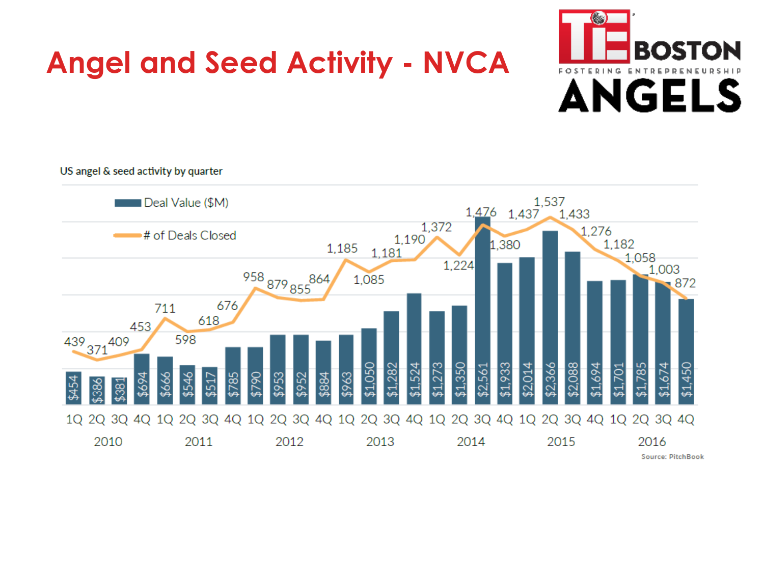# Angel and Seed Activity - NVCA

TiE BOSTON
FOSTERING ENTREPRENEURSHIP
ANGELS

US angel & seed activity by quarter

Deal Value ($M)

# of Deals Closed

439 371 409 453 711 598 618 676 958 879 855 864 1,185 1,085 1,181 1,190 1,372 1,224 1,476 1,380 1,437 1,537 1,433 1,276 1,182 1,058 1,003 872

$454 $386 $381 $694 $666 $546 $517 $785 $790 $953 $952 $884 $963 $1,050 $1,282 $1,524 $1,273 $1,350 $2,561 $1,933 $2,014 $2,366 $2,088 $1,694 $1,701 $1,785 $1,674 $1,450

1Q 2Q 3Q 4Q 1Q 2Q 3Q 4Q 1Q 2Q 3Q 4Q 1Q 2Q 3Q 4Q 1Q 2Q 3Q 4Q 1Q 2Q 3Q 4Q 1Q 2Q 3Q 4Q

2010 2011 2012 2013 2014 2015 2016

Source: PitchBook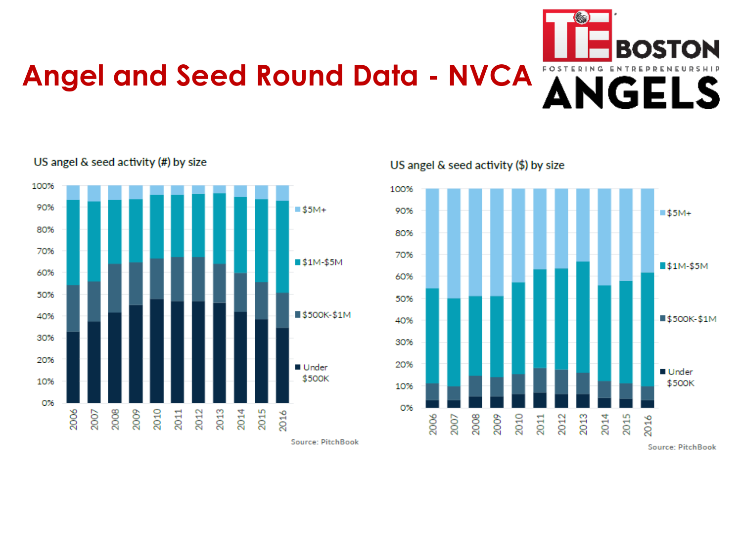# Angel and Seed Round Data - NVCA

TiE BOSTON ANGELS — FOSTERING ENTREPRENEURSHIP

US angel & seed activity (#) by size

$5M+

$1M-$5M

$500K-$1M

Under $500K

Source: PitchBook

US angel & seed activity ($) by size

$5M+

$1M-$5M

$500K-$1M

Under $500K

Source: PitchBook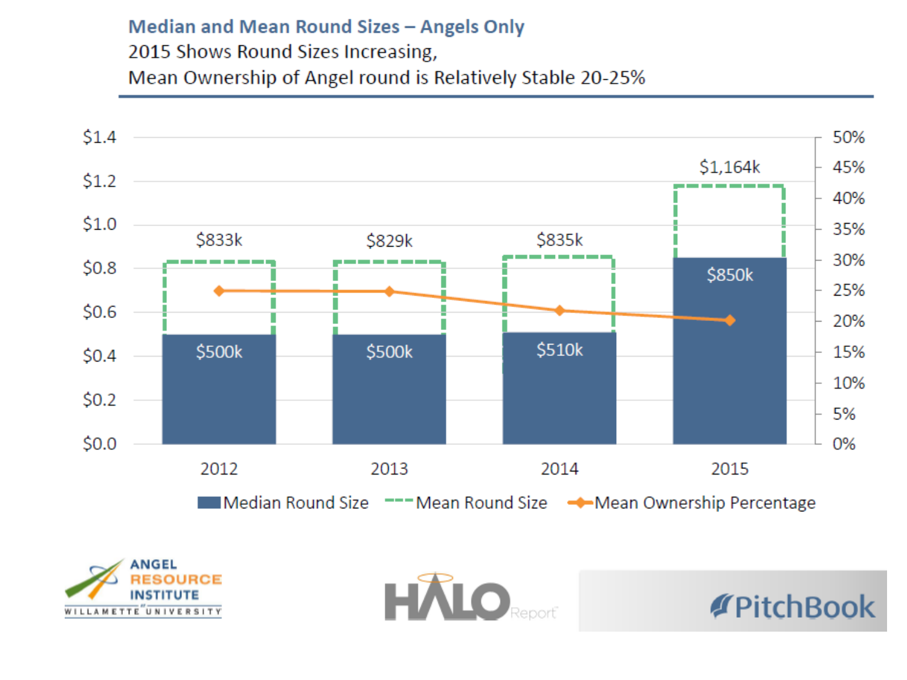## Median and Mean Round Sizes – Angels Only

2015 Shows Round Sizes Increasing,
Mean Ownership of Angel round is Relatively Stable 20-25%

$1.4
$1.2
$1.0
$0.8
$0.6
$0.4
$0.2
$0.0

50%
45%
40%
35%
30%
25%
20%
15%
10%
5%
0%

2012: $833k, $500k
2013: $829k, $500k
2014: $835k, $510k
2015: $1,164k, $850k

Median Round Size
Mean Round Size
Mean Ownership Percentage

ANGEL RESOURCE INSTITUTE at WILLAMETTE UNIVERSITY

HALO Report

PitchBook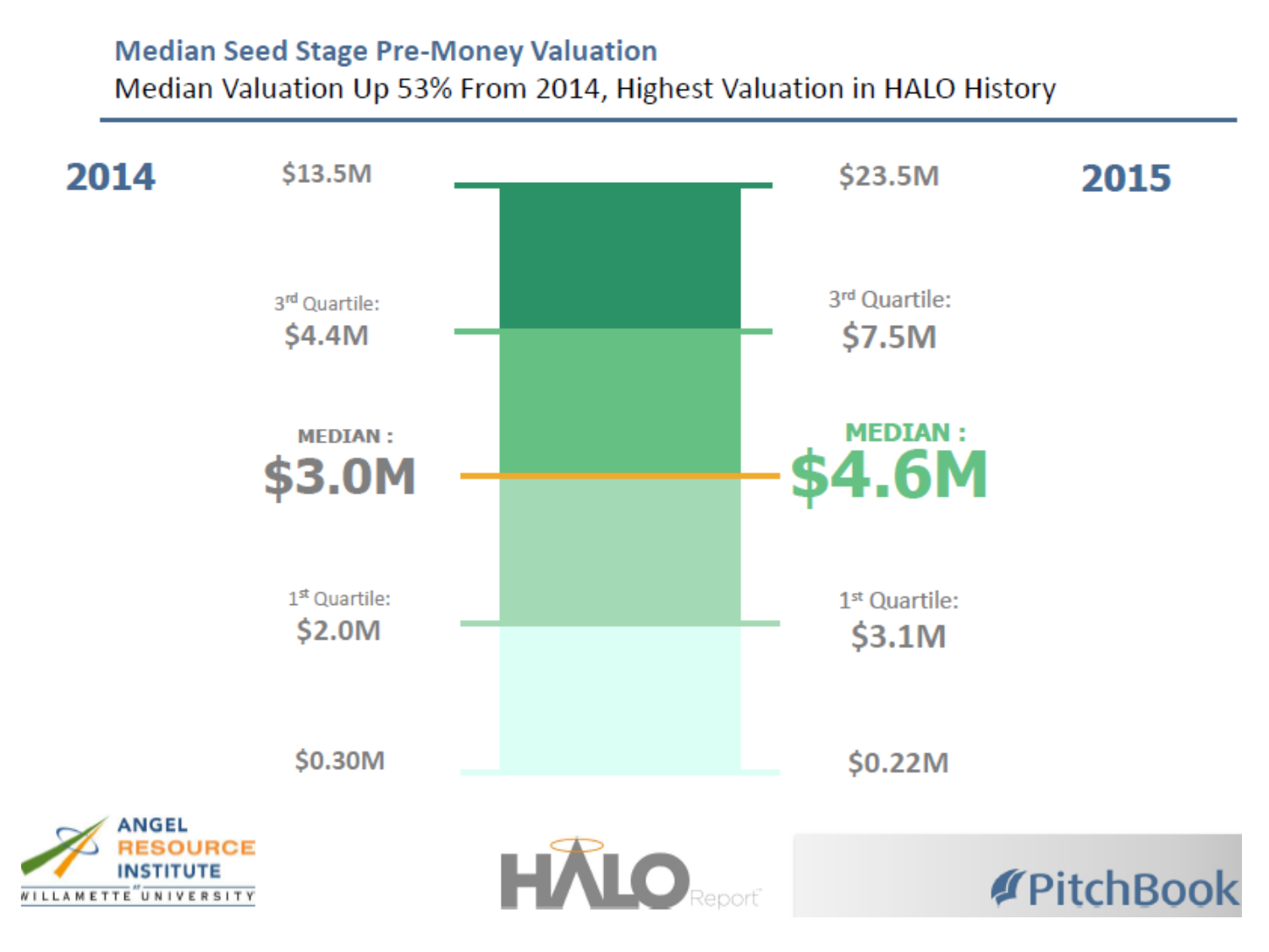## Median Seed Stage Pre-Money Valuation

Median Valuation Up 53% From 2014, Highest Valuation in HALO History

2014

$13.5M

3rd Quartile:
$4.4M

MEDIAN :
$3.0M

1st Quartile:
$2.0M

$0.30M

2015

$23.5M

3rd Quartile:
$7.5M

MEDIAN :
$4.6M

1st Quartile:
$3.1M

$0.22M

ANGEL RESOURCE INSTITUTE
WILLAMETTE UNIVERSITY

HALO Report

PitchBook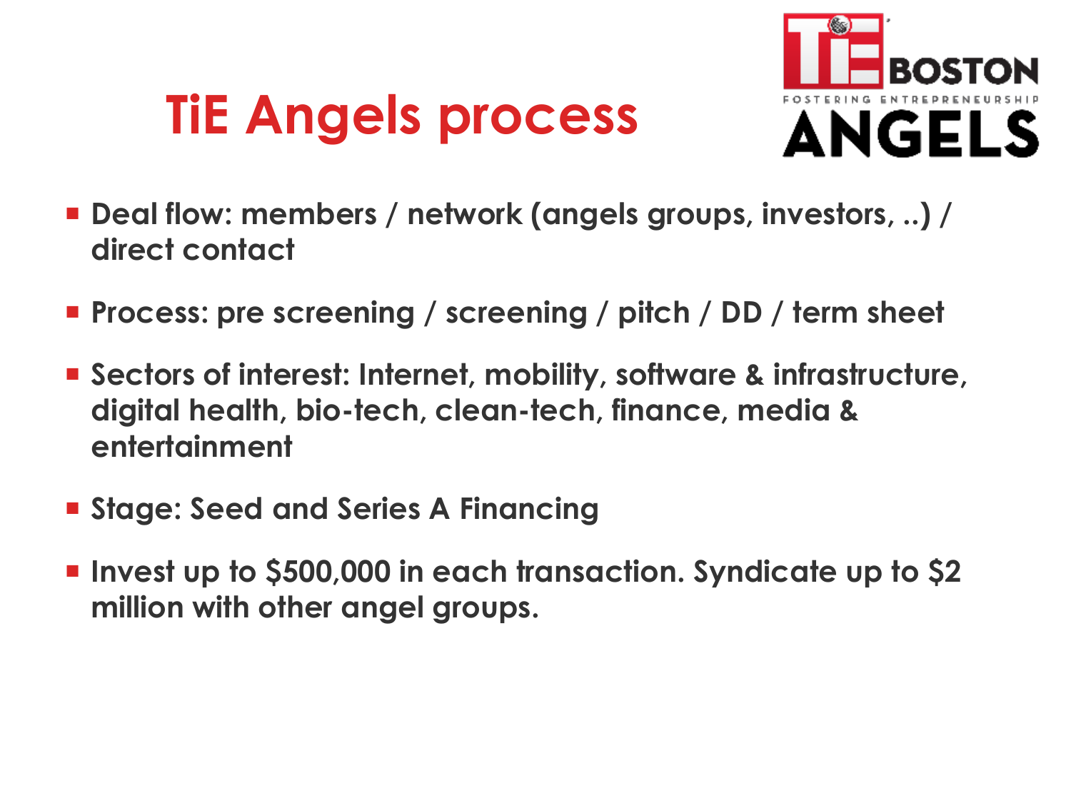# TiE Angels process

- **Deal flow: members / network (angels groups, investors, ..) / direct contact**
- **Process: pre screening / screening / pitch / DD / term sheet**
- **Sectors of interest: Internet, mobility, software & infrastructure, digital health, bio-tech, clean-tech, finance, media & entertainment**
- **Stage: Seed and Series A Financing**
- **Invest up to $500,000 in each transaction. Syndicate up to $2 million with other angel groups.**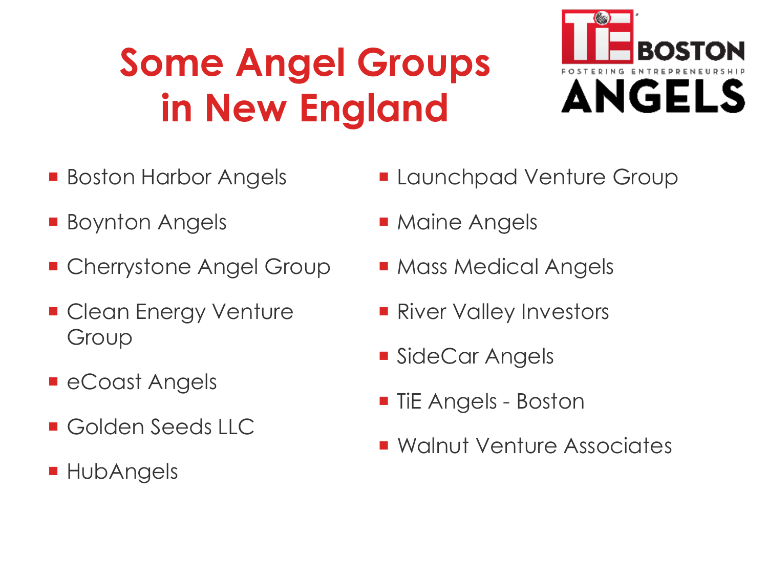# Some Angel Groups in New England

- Boston Harbor Angels
- Boynton Angels
- Cherrystone Angel Group
- Clean Energy Venture Group
- eCoast Angels
- Golden Seeds LLC
- HubAngels
- Launchpad Venture Group
- Maine Angels
- Mass Medical Angels
- River Valley Investors
- SideCar Angels
- TiE Angels - Boston
- Walnut Venture Associates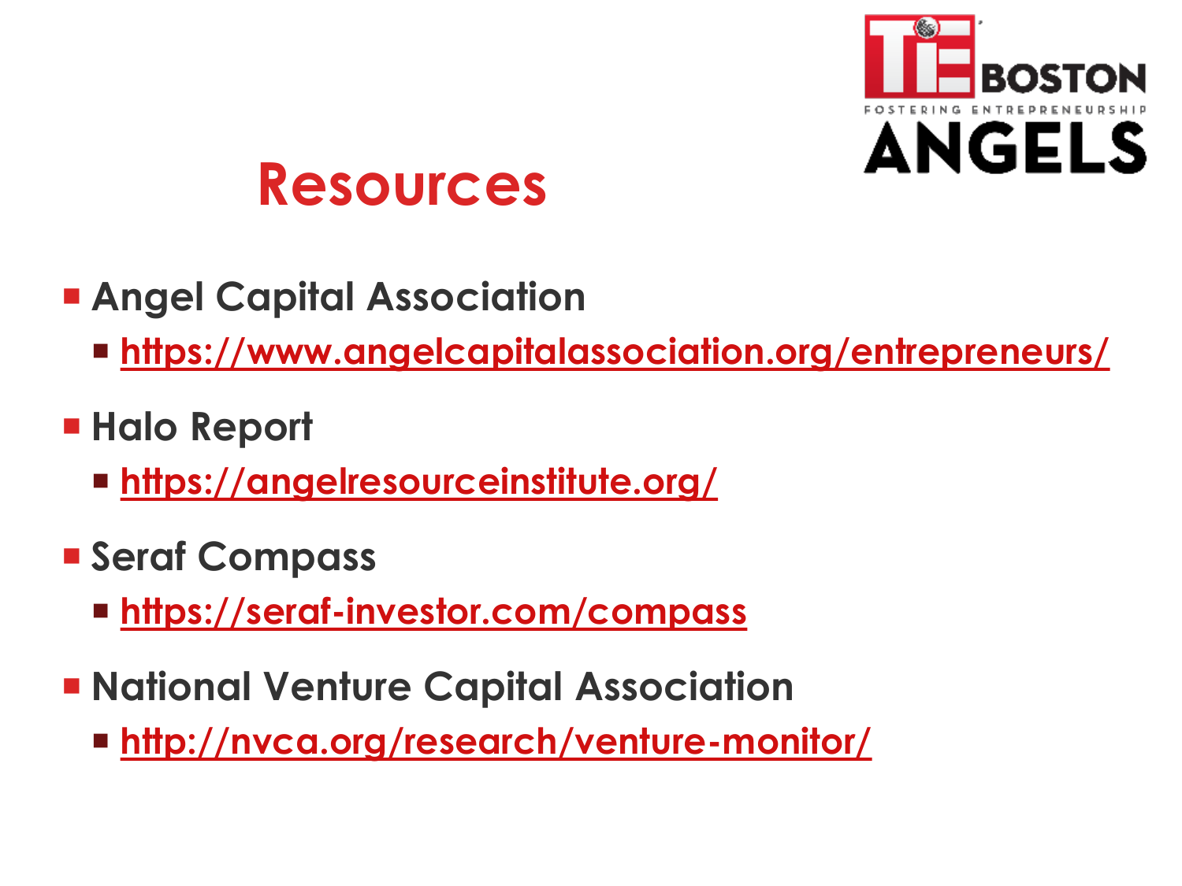# Resources

- Angel Capital Association
  - https://www.angelcapitalassociation.org/entrepreneurs/
- Halo Report
  - https://angelresourceinstitute.org/
- Seraf Compass
  - https://seraf-investor.com/compass
- National Venture Capital Association
  - http://nvca.org/research/venture-monitor/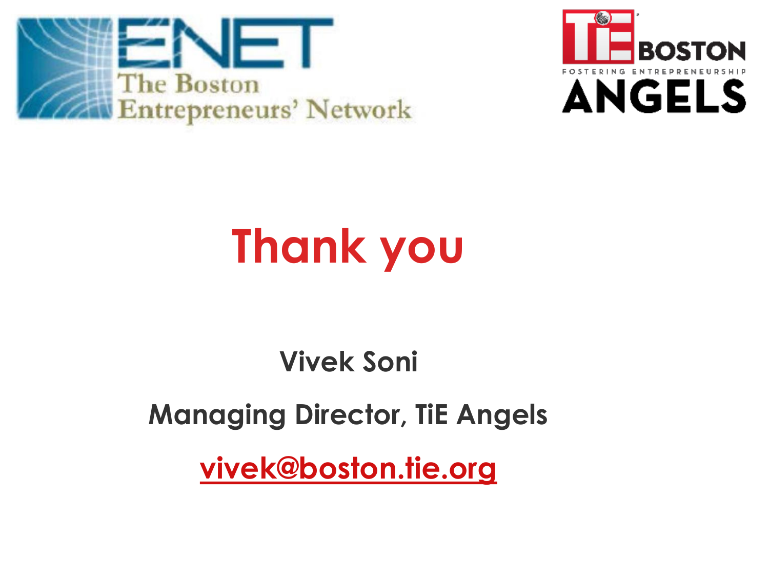ENET
The Boston Entrepreneurs' Network

TiE BOSTON
FOSTERING ENTREPRENEURSHIP
ANGELS

# Thank you

**Vivek Soni**

**Managing Director, TiE Angels**

**vivek@boston.tie.org**